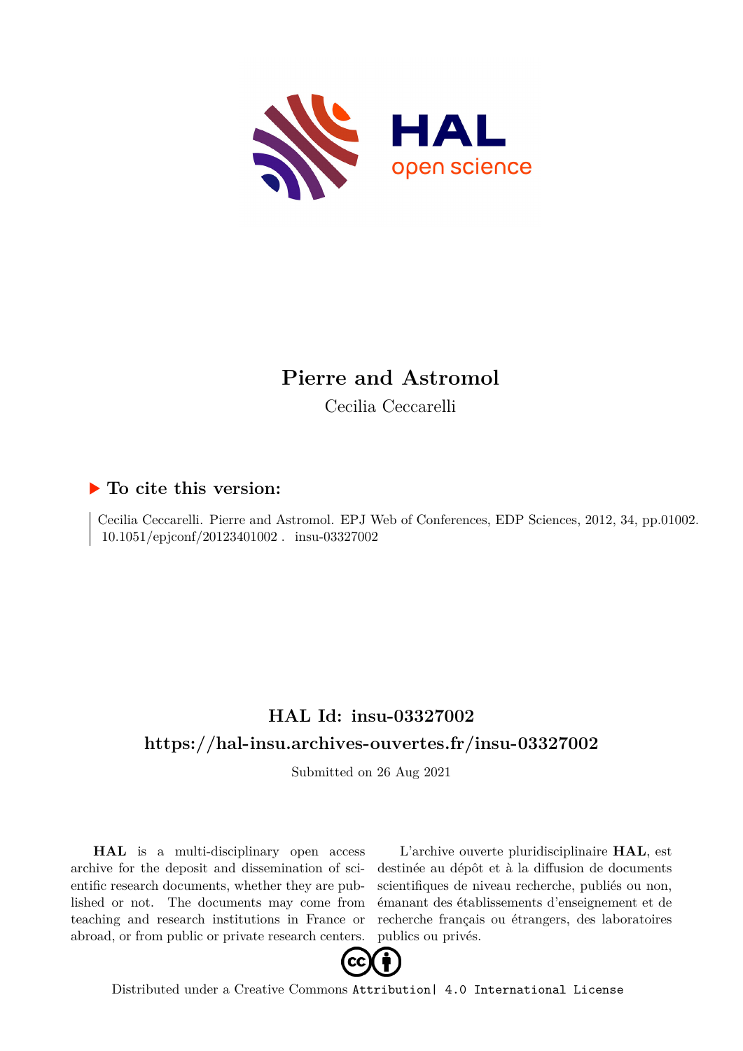# Pierre and Astromol

Cecilia Ceccarelli

## ▶ To cite this version:

Cecilia Ceccarelli. Pierre and Astromol. EPJ Web of Conferences, EDP Sciences, 2012, 34, pp.01002. 10.1051/epjconf/20123401002 . insu-03327002

## HAL Id: insu-03327002

## https://hal-insu.archives-ouvertes.fr/insu-03327002

Submitted on 26 Aug 2021

**HAL** is a multi-disciplinary open access archive for the deposit and dissemination of scientific research documents, whether they are published or not. The documents may come from teaching and research institutions in France or abroad, or from public or private research centers.

L'archive ouverte pluridisciplinaire **HAL**, est destinée au dépôt et à la diffusion de documents scientifiques de niveau recherche, publiés ou non, émanant des établissements d'enseignement et de recherche français ou étrangers, des laboratoires publics ou privés.

Distributed under a Creative Commons Attribution| 4.0 International License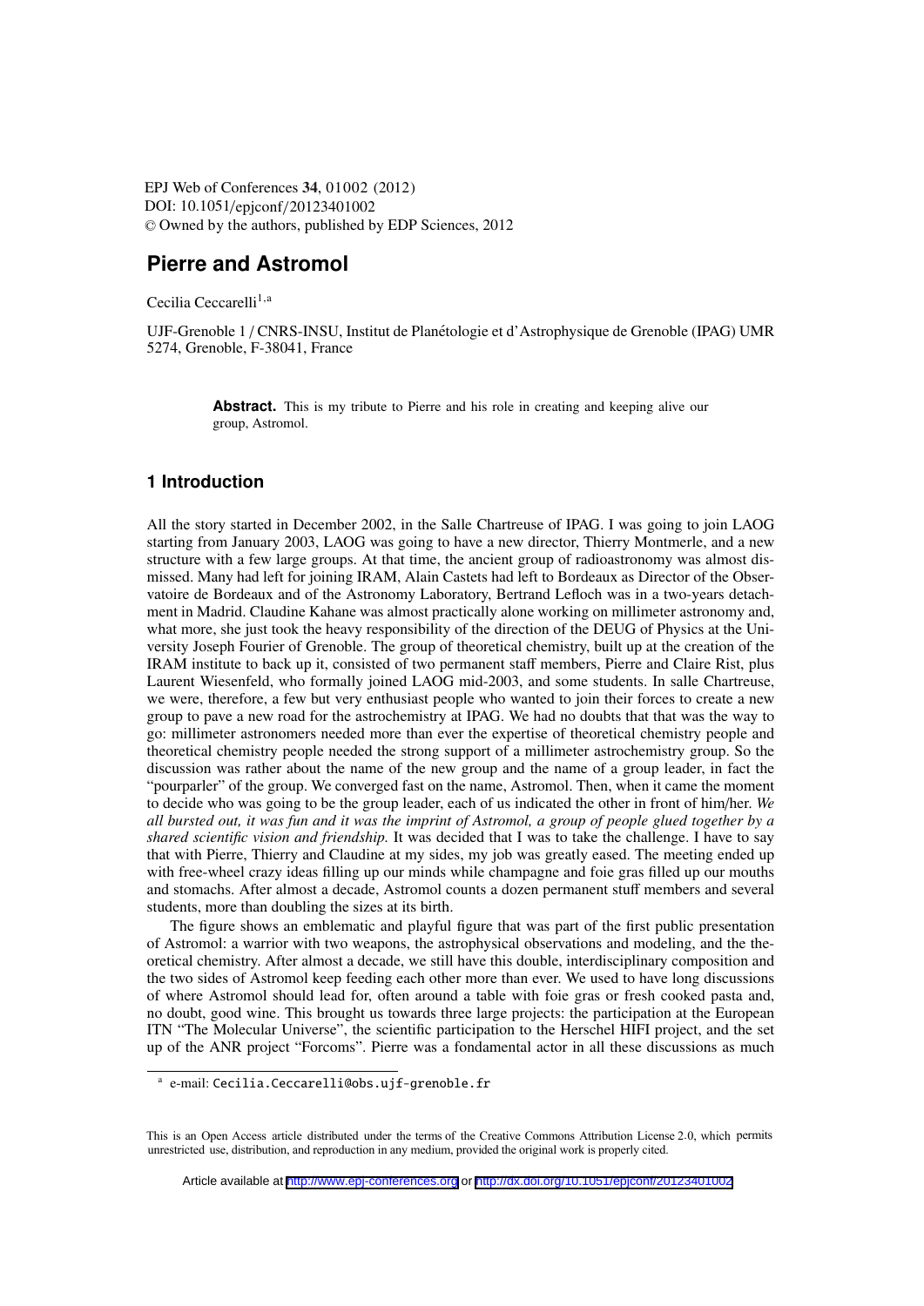# Pierre and Astromol

Cecilia Ceccarelli[1,a]

UJF-Grenoble 1 / CNRS-INSU, Institut de Planétologie et d'Astrophysique de Grenoble (IPAG) UMR 5274, Grenoble, F-38041, France

> **Abstract.** This is my tribute to Pierre and his role in creating and keeping alive our group, Astromol.

## 1 Introduction

All the story started in December 2002, in the Salle Chartreuse of IPAG. I was going to join LAOG starting from January 2003, LAOG was going to have a new director, Thierry Montmerle, and a new structure with a few large groups. At that time, the ancient group of radioastronomy was almost dismissed. Many had left for joining IRAM, Alain Castets had left to Bordeaux as Director of the Observatoire de Bordeaux and of the Astronomy Laboratory, Bertrand Lefloch was in a two-years detachment in Madrid. Claudine Kahane was almost practically alone working on millimeter astronomy and, what more, she just took the heavy responsibility of the direction of the DEUG of Physics at the University Joseph Fourier of Grenoble. The group of theoretical chemistry, built up at the creation of the IRAM institute to back up it, consisted of two permanent staff members, Pierre and Claire Rist, plus Laurent Wiesenfeld, who formally joined LAOG mid-2003, and some students. In salle Chartreuse, we were, therefore, a few but very enthusiast people who wanted to join their forces to create a new group to pave a new road for the astrochemistry at IPAG. We had no doubts that that was the way to go: millimeter astronomers needed more than ever the expertise of theoretical chemistry people and theoretical chemistry people needed the strong support of a millimeter astrochemistry group. So the discussion was rather about the name of the new group and the name of a group leader, in fact the "pourparler" of the group. We converged fast on the name, Astromol. Then, when it came the moment to decide who was going to be the group leader, each of us indicated the other in front of him/her. *We all bursted out, it was fun and it was the imprint of Astromol, a group of people glued together by a shared scientific vision and friendship.* It was decided that I was to take the challenge. I have to say that with Pierre, Thierry and Claudine at my sides, my job was greatly eased. The meeting ended up with free-wheel crazy ideas filling up our minds while champagne and foie gras filled up our mouths and stomachs. After almost a decade, Astromol counts a dozen permanent stuff members and several students, more than doubling the sizes at its birth.

The figure shows an emblematic and playful figure that was part of the first public presentation of Astromol: a warrior with two weapons, the astrophysical observations and modeling, and the theoretical chemistry. After almost a decade, we still have this double, interdisciplinary composition and the two sides of Astromol keep feeding each other more than ever. We used to have long discussions of where Astromol should lead for, often around a table with foie gras or fresh cooked pasta and, no doubt, good wine. This brought us towards three large projects: the participation at the European ITN "The Molecular Universe", the scientific participation to the Herschel HIFI project, and the set up of the ANR project "Forcoms". Pierre was a fondamental actor in all these discussions as much

---

[a] e-mail: Cecilia.Ceccarelli@obs.ujf-grenoble.fr

This is an Open Access article distributed under the terms of the Creative Commons Attribution License 2.0, which permits unrestricted use, distribution, and reproduction in any medium, provided the original work is properly cited.

Article available at http://www.epj-conferences.org or http://dx.doi.org/10.1051/epjconf/20123401002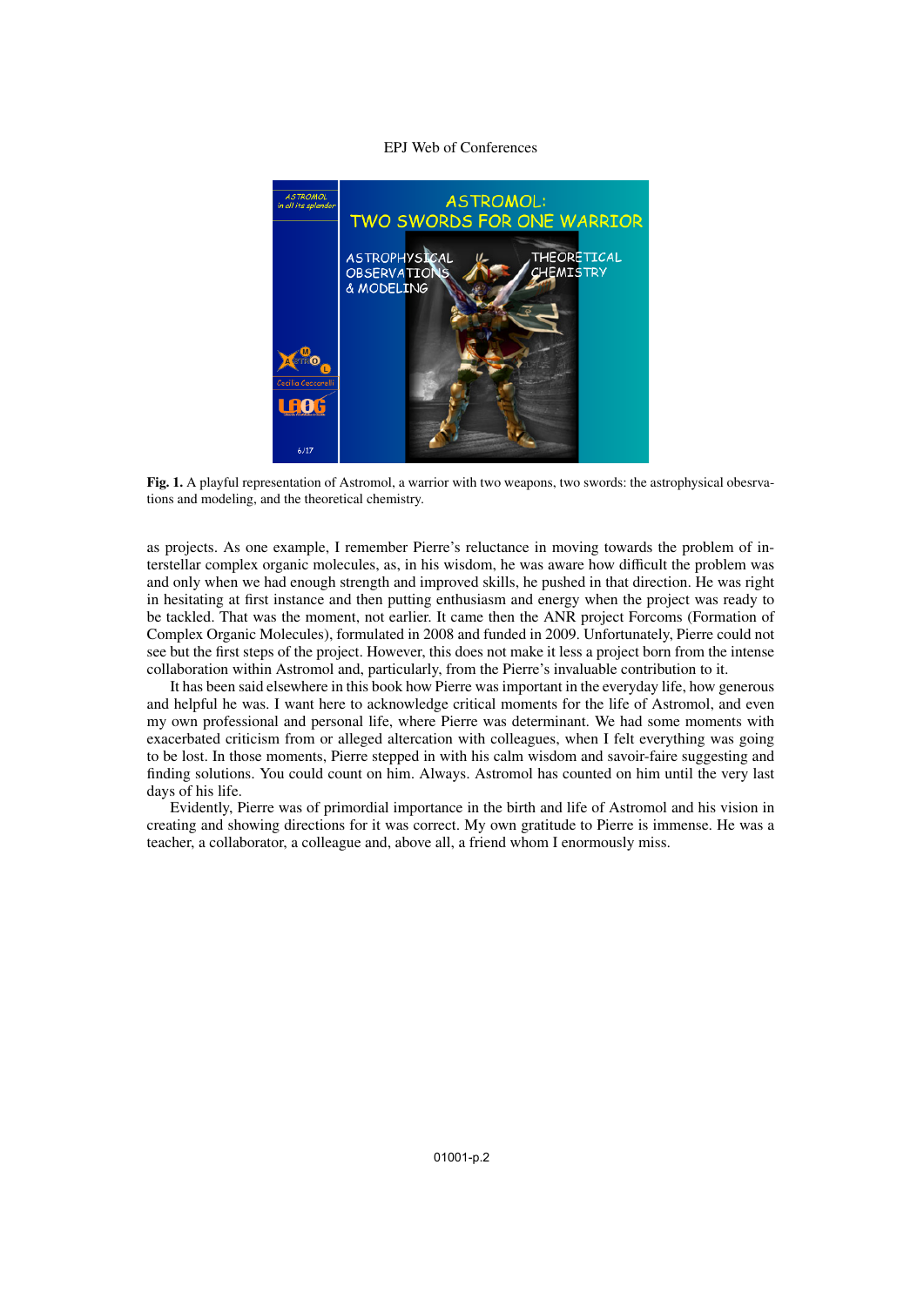**Fig. 1.** A playful representation of Astromol, a warrior with two weapons, two swords: the astrophysical obesrvations and modeling, and the theoretical chemistry.

as projects. As one example, I remember Pierre's reluctance in moving towards the problem of interstellar complex organic molecules, as, in his wisdom, he was aware how difficult the problem was and only when we had enough strength and improved skills, he pushed in that direction. He was right in hesitating at first instance and then putting enthusiasm and energy when the project was ready to be tackled. That was the moment, not earlier. It came then the ANR project Forcoms (Formation of Complex Organic Molecules), formulated in 2008 and funded in 2009. Unfortunately, Pierre could not see but the first steps of the project. However, this does not make it less a project born from the intense collaboration within Astromol and, particularly, from the Pierre's invaluable contribution to it.

It has been said elsewhere in this book how Pierre was important in the everyday life, how generous and helpful he was. I want here to acknowledge critical moments for the life of Astromol, and even my own professional and personal life, where Pierre was determinant. We had some moments with exacerbated criticism from or alleged altercation with colleagues, when I felt everything was going to be lost. In those moments, Pierre stepped in with his calm wisdom and savoir-faire suggesting and finding solutions. You could count on him. Always. Astromol has counted on him until the very last days of his life.

Evidently, Pierre was of primordial importance in the birth and life of Astromol and his vision in creating and showing directions for it was correct. My own gratitude to Pierre is immense. He was a teacher, a collaborator, a colleague and, above all, a friend whom I enormously miss.